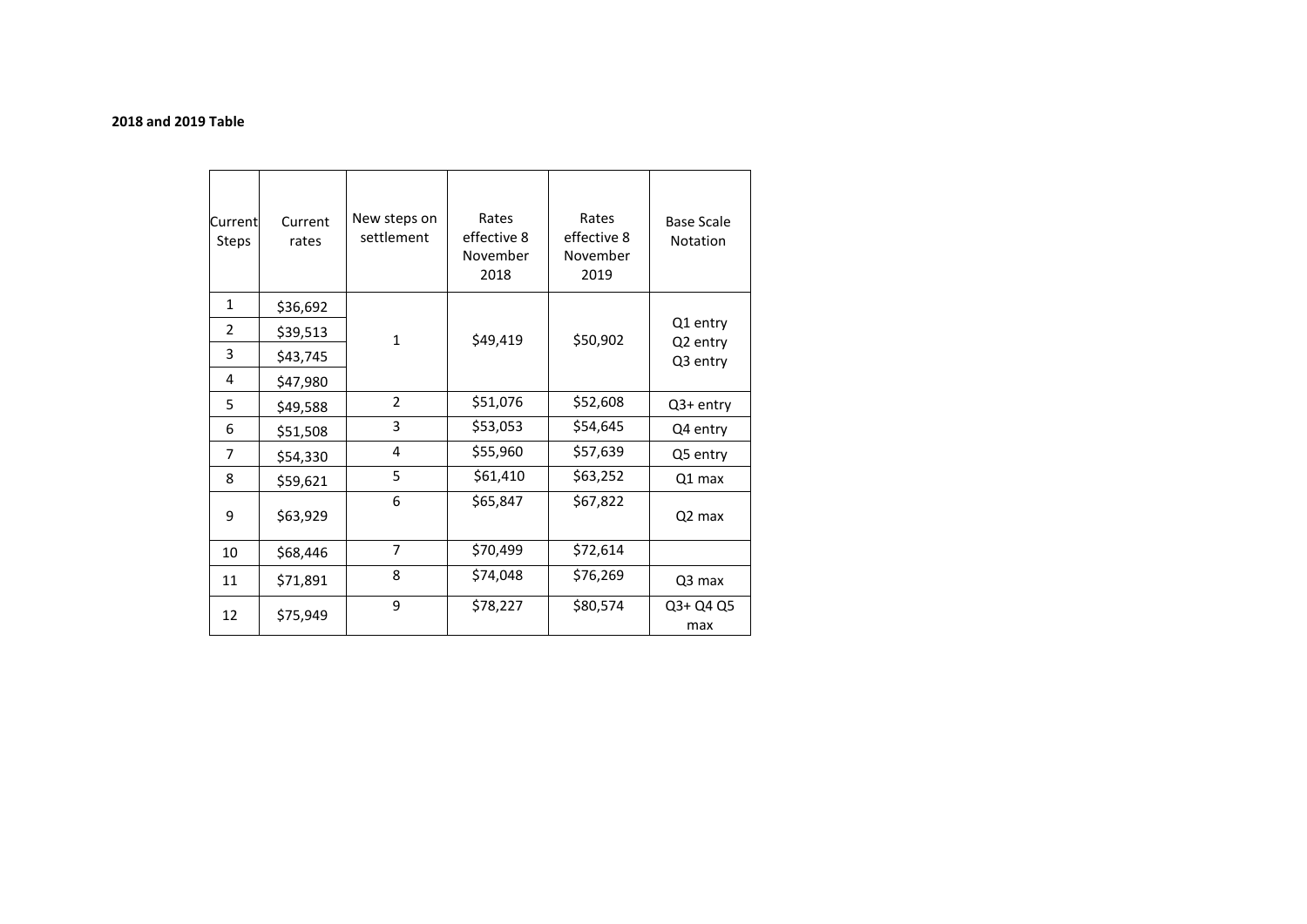**2018 and 2019 Table**

| Current Steps | Current rates | New steps on settlement | Rates effective 8 November 2018 | Rates effective 8 November 2019 | Base Scale Notation |
|---|---|---|---|---|---|
| 1 | $36,692 | 1 | $49,419 | $50,902 | Q1 entry Q2 entry Q3 entry |
| 2 | $39,513 | | | | |
| 3 | $43,745 | | | | |
| 4 | $47,980 | | | | |
| 5 | $49,588 | 2 | $51,076 | $52,608 | Q3+ entry |
| 6 | $51,508 | 3 | $53,053 | $54,645 | Q4 entry |
| 7 | $54,330 | 4 | $55,960 | $57,639 | Q5 entry |
| 8 | $59,621 | 5 | $61,410 | $63,252 | Q1 max |
| 9 | $63,929 | 6 | $65,847 | $67,822 | Q2 max |
| 10 | $68,446 | 7 | $70,499 | $72,614 | |
| 11 | $71,891 | 8 | $74,048 | $76,269 | Q3 max |
| 12 | $75,949 | 9 | $78,227 | $80,574 | Q3+ Q4 Q5 max |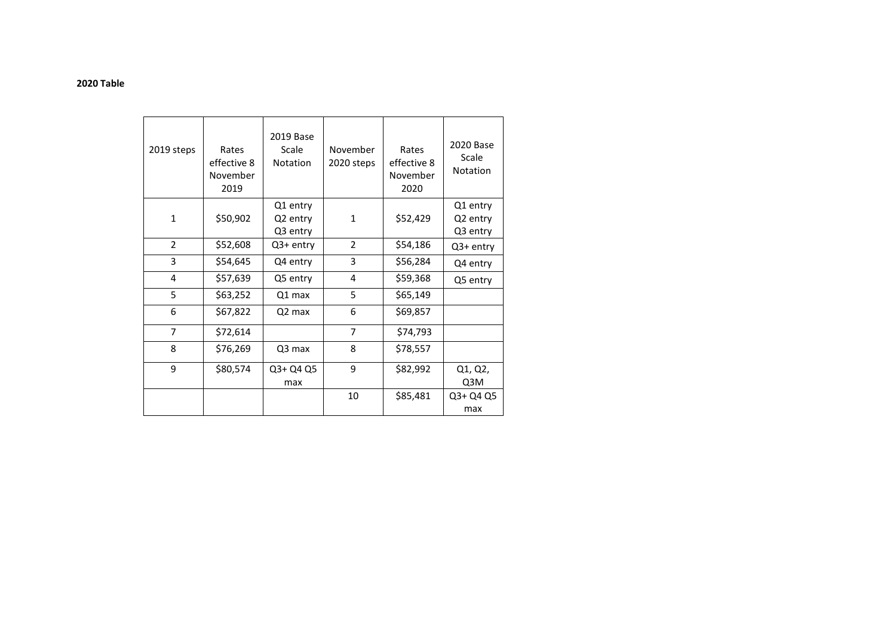**2020 Table**

| 2019 steps | Rates effective 8 November 2019 | 2019 Base Scale Notation | November 2020 steps | Rates effective 8 November 2020 | 2020 Base Scale Notation |
|---|---|---|---|---|---|
| 1 | $50,902 | Q1 entry Q2 entry Q3 entry | 1 | $52,429 | Q1 entry Q2 entry Q3 entry |
| 2 | $52,608 | Q3+ entry | 2 | $54,186 | Q3+ entry |
| 3 | $54,645 | Q4 entry | 3 | $56,284 | Q4 entry |
| 4 | $57,639 | Q5 entry | 4 | $59,368 | Q5 entry |
| 5 | $63,252 | Q1 max | 5 | $65,149 | |
| 6 | $67,822 | Q2 max | 6 | $69,857 | |
| 7 | $72,614 | | 7 | $74,793 | |
| 8 | $76,269 | Q3 max | 8 | $78,557 | |
| 9 | $80,574 | Q3+ Q4 Q5 max | 9 | $82,992 | Q1, Q2, Q3M |
| | | | 10 | $85,481 | Q3+ Q4 Q5 max |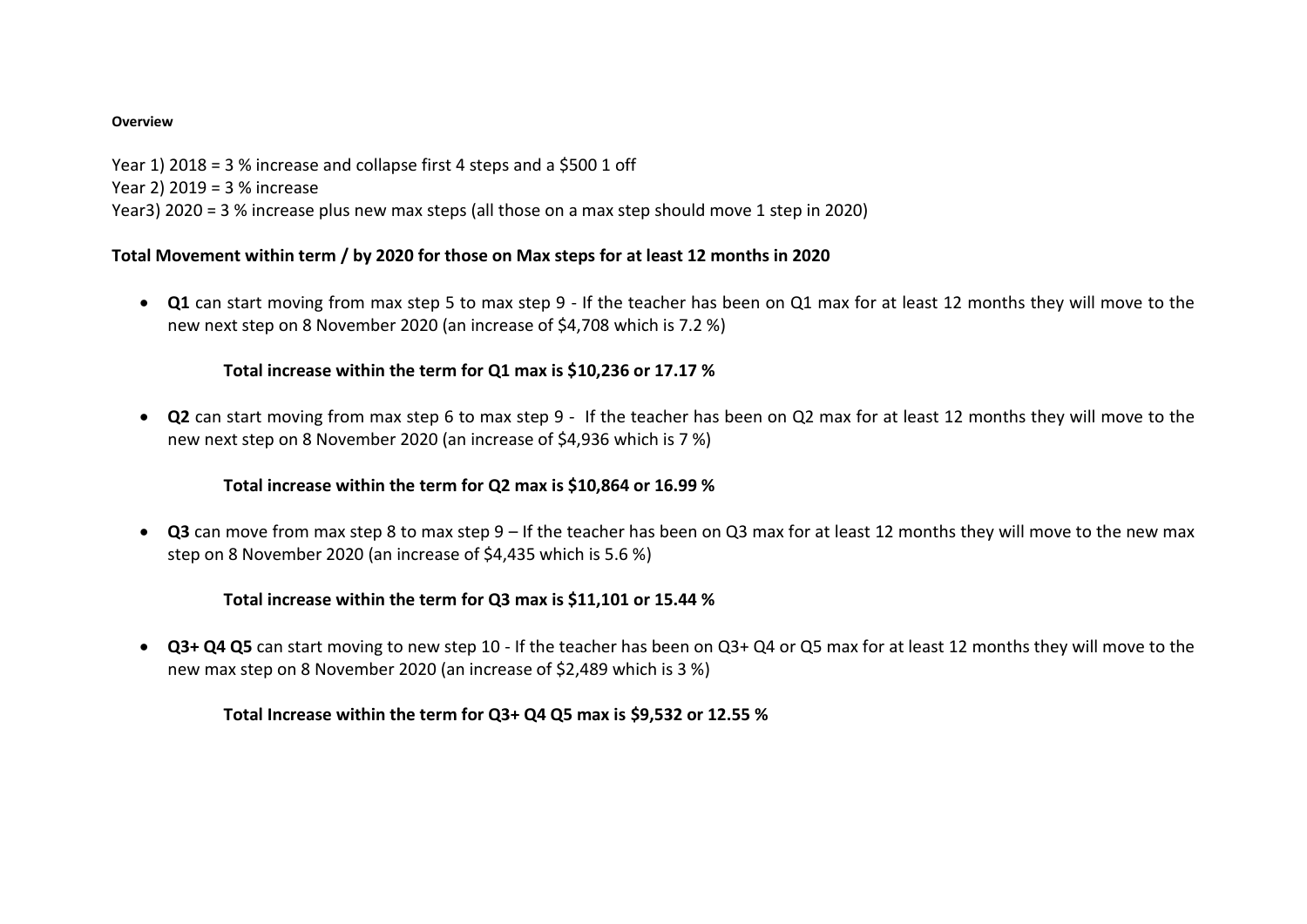**Overview**

Year 1) 2018 = 3 % increase and collapse first 4 steps and a $500 1 off
Year 2) 2019 = 3 % increase
Year3) 2020 = 3 % increase plus new max steps (all those on a max step should move 1 step in 2020)

**Total Movement within term / by 2020 for those on Max steps for at least 12 months in 2020**

- **Q1** can start moving from max step 5 to max step 9 - If the teacher has been on Q1 max for at least 12 months they will move to the new next step on 8 November 2020 (an increase of $4,708 which is 7.2 %)

    **Total increase within the term for Q1 max is $10,236 or 17.17 %**

- **Q2** can start moving from max step 6 to max step 9 - If the teacher has been on Q2 max for at least 12 months they will move to the new next step on 8 November 2020 (an increase of $4,936 which is 7 %)

    **Total increase within the term for Q2 max is $10,864 or 16.99 %**

- **Q3** can move from max step 8 to max step 9 – If the teacher has been on Q3 max for at least 12 months they will move to the new max step on 8 November 2020 (an increase of $4,435 which is 5.6 %)

    **Total increase within the term for Q3 max is $11,101 or 15.44 %**

- **Q3+ Q4 Q5** can start moving to new step 10 - If the teacher has been on Q3+ Q4 or Q5 max for at least 12 months they will move to the new max step on 8 November 2020 (an increase of $2,489 which is 3 %)

    **Total Increase within the term for Q3+ Q4 Q5 max is $9,532 or 12.55 %**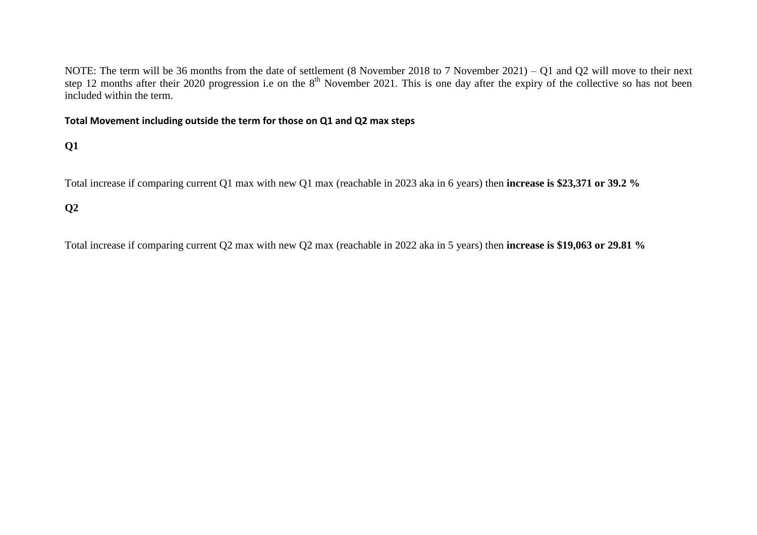NOTE: The term will be 36 months from the date of settlement (8 November 2018 to 7 November 2021) – Q1 and Q2 will move to their next step 12 months after their 2020 progression i.e on the 8th November 2021. This is one day after the expiry of the collective so has not been included within the term.

**Total Movement including outside the term for those on Q1 and Q2 max steps**

**Q1**

Total increase if comparing current Q1 max with new Q1 max (reachable in 2023 aka in 6 years) then **increase is $23,371 or 39.2 %**

**Q2**

Total increase if comparing current Q2 max with new Q2 max (reachable in 2022 aka in 5 years) then **increase is $19,063 or 29.81 %**